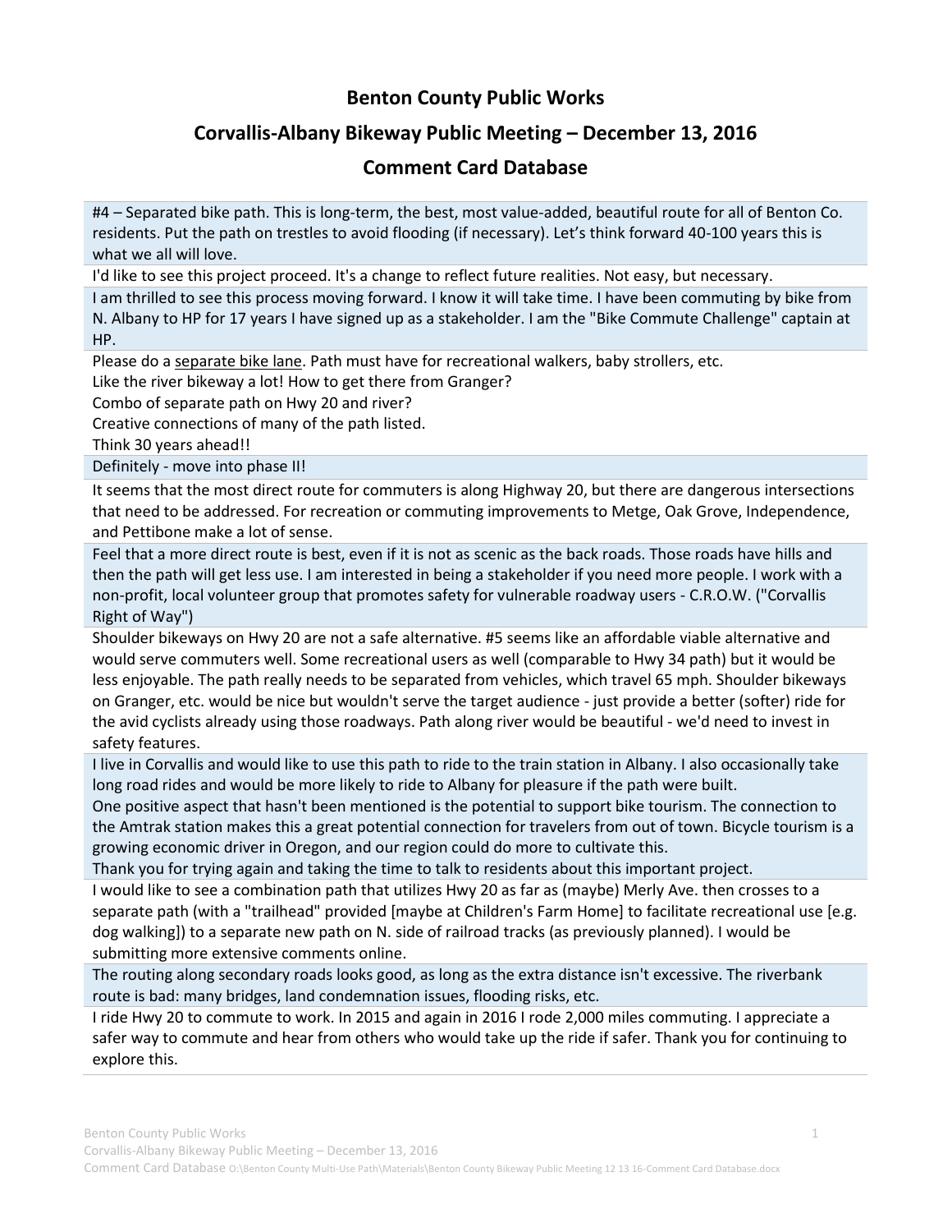# Benton County Public Works

## Corvallis-Albany Bikeway Public Meeting – December 13, 2016

## Comment Card Database

#4 – Separated bike path. This is long-term, the best, most value-added, beautiful route for all of Benton Co. residents. Put the path on trestles to avoid flooding (if necessary). Let's think forward 40-100 years this is what we all will love.

I'd like to see this project proceed. It's a change to reflect future realities. Not easy, but necessary.

I am thrilled to see this process moving forward. I know it will take time. I have been commuting by bike from N. Albany to HP for 17 years I have signed up as a stakeholder. I am the "Bike Commute Challenge" captain at HP.

Please do a <u>separate bike lane</u>. Path must have for recreational walkers, baby strollers, etc.
Like the river bikeway a lot! How to get there from Granger?
Combo of separate path on Hwy 20 and river?
Creative connections of many of the path listed.
Think 30 years ahead!!

Definitely - move into phase II!

It seems that the most direct route for commuters is along Highway 20, but there are dangerous intersections that need to be addressed. For recreation or commuting improvements to Metge, Oak Grove, Independence, and Pettibone make a lot of sense.

Feel that a more direct route is best, even if it is not as scenic as the back roads. Those roads have hills and then the path will get less use. I am interested in being a stakeholder if you need more people. I work with a non-profit, local volunteer group that promotes safety for vulnerable roadway users - C.R.O.W. ("Corvallis Right of Way")

Shoulder bikeways on Hwy 20 are not a safe alternative. #5 seems like an affordable viable alternative and would serve commuters well. Some recreational users as well (comparable to Hwy 34 path) but it would be less enjoyable. The path really needs to be separated from vehicles, which travel 65 mph. Shoulder bikeways on Granger, etc. would be nice but wouldn't serve the target audience - just provide a better (softer) ride for the avid cyclists already using those roadways. Path along river would be beautiful - we'd need to invest in safety features.

I live in Corvallis and would like to use this path to ride to the train station in Albany. I also occasionally take long road rides and would be more likely to ride to Albany for pleasure if the path were built.
One positive aspect that hasn't been mentioned is the potential to support bike tourism. The connection to the Amtrak station makes this a great potential connection for travelers from out of town. Bicycle tourism is a growing economic driver in Oregon, and our region could do more to cultivate this.
Thank you for trying again and taking the time to talk to residents about this important project.

I would like to see a combination path that utilizes Hwy 20 as far as (maybe) Merly Ave. then crosses to a separate path (with a "trailhead" provided [maybe at Children's Farm Home] to facilitate recreational use [e.g. dog walking]) to a separate new path on N. side of railroad tracks (as previously planned). I would be submitting more extensive comments online.

The routing along secondary roads looks good, as long as the extra distance isn't excessive. The riverbank route is bad: many bridges, land condemnation issues, flooding risks, etc.

I ride Hwy 20 to commute to work. In 2015 and again in 2016 I rode 2,000 miles commuting. I appreciate a safer way to commute and hear from others who would take up the ride if safer. Thank you for continuing to explore this.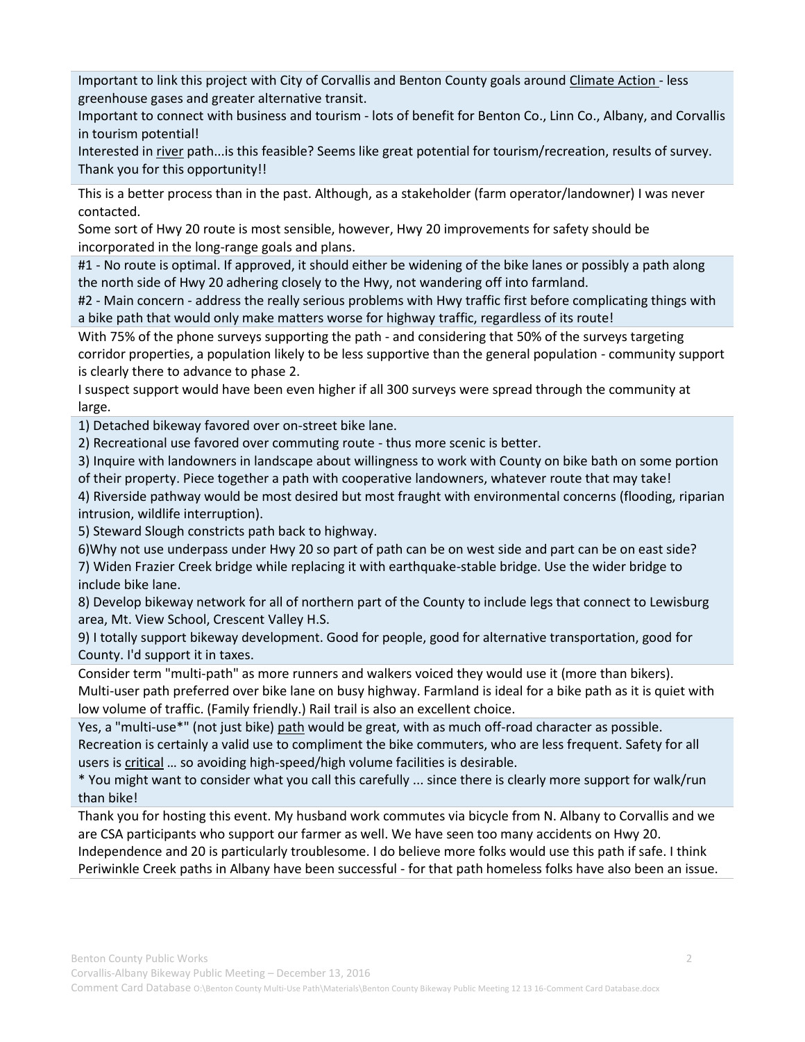Important to link this project with City of Corvallis and Benton County goals around Climate Action - less greenhouse gases and greater alternative transit.
Important to connect with business and tourism - lots of benefit for Benton Co., Linn Co., Albany, and Corvallis in tourism potential!
Interested in river path...is this feasible? Seems like great potential for tourism/recreation, results of survey.
Thank you for this opportunity!!

---

This is a better process than in the past. Although, as a stakeholder (farm operator/landowner) I was never contacted.
Some sort of Hwy 20 route is most sensible, however, Hwy 20 improvements for safety should be incorporated in the long-range goals and plans.

---

#1 - No route is optimal. If approved, it should either be widening of the bike lanes or possibly a path along the north side of Hwy 20 adhering closely to the Hwy, not wandering off into farmland.
#2 - Main concern - address the really serious problems with Hwy traffic first before complicating things with a bike path that would only make matters worse for highway traffic, regardless of its route!

---

With 75% of the phone surveys supporting the path - and considering that 50% of the surveys targeting corridor properties, a population likely to be less supportive than the general population - community support is clearly there to advance to phase 2.
I suspect support would have been even higher if all 300 surveys were spread through the community at large.

---

1) Detached bikeway favored over on-street bike lane.
2) Recreational use favored over commuting route - thus more scenic is better.
3) Inquire with landowners in landscape about willingness to work with County on bike bath on some portion of their property. Piece together a path with cooperative landowners, whatever route that may take!
4) Riverside pathway would be most desired but most fraught with environmental concerns (flooding, riparian intrusion, wildlife interruption).
5) Steward Slough constricts path back to highway.
6)Why not use underpass under Hwy 20 so part of path can be on west side and part can be on east side?
7) Widen Frazier Creek bridge while replacing it with earthquake-stable bridge. Use the wider bridge to include bike lane.
8) Develop bikeway network for all of northern part of the County to include legs that connect to Lewisburg area, Mt. View School, Crescent Valley H.S.
9) I totally support bikeway development. Good for people, good for alternative transportation, good for County. I'd support it in taxes.

---

Consider term "multi-path" as more runners and walkers voiced they would use it (more than bikers).
Multi-user path preferred over bike lane on busy highway. Farmland is ideal for a bike path as it is quiet with low volume of traffic. (Family friendly.) Rail trail is also an excellent choice.

---

Yes, a "multi-use*" (not just bike) path would be great, with as much off-road character as possible.
Recreation is certainly a valid use to compliment the bike commuters, who are less frequent. Safety for all users is critical … so avoiding high-speed/high volume facilities is desirable.
* You might want to consider what you call this carefully ... since there is clearly more support for walk/run than bike!

---

Thank you for hosting this event. My husband work commutes via bicycle from N. Albany to Corvallis and we are CSA participants who support our farmer as well. We have seen too many accidents on Hwy 20. Independence and 20 is particularly troublesome. I do believe more folks would use this path if safe. I think Periwinkle Creek paths in Albany have been successful - for that path homeless folks have also been an issue.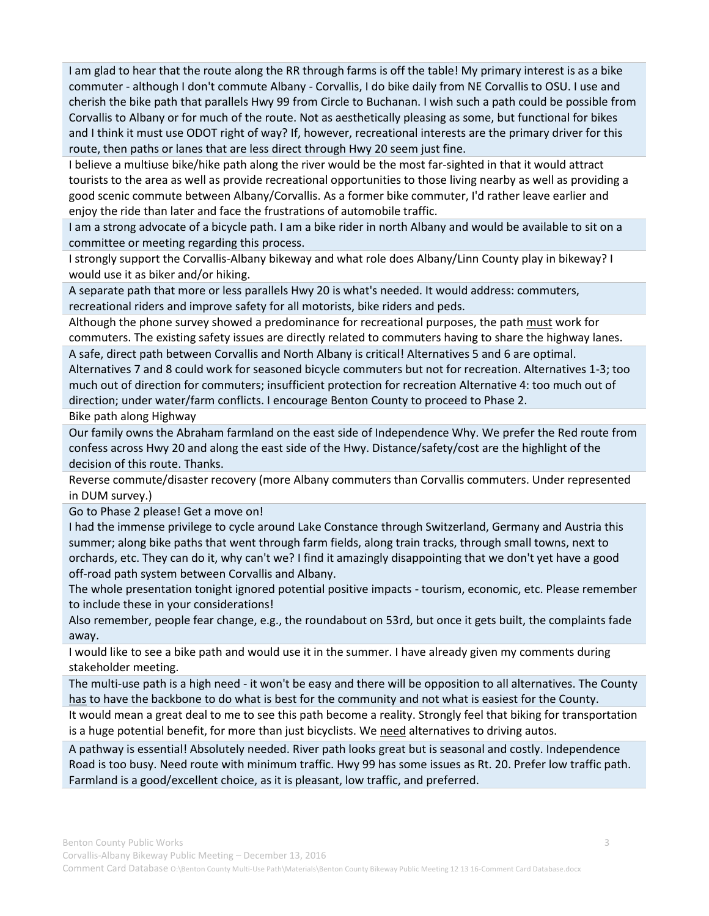I am glad to hear that the route along the RR through farms is off the table! My primary interest is as a bike commuter - although I don't commute Albany - Corvallis, I do bike daily from NE Corvallis to OSU. I use and cherish the bike path that parallels Hwy 99 from Circle to Buchanan. I wish such a path could be possible from Corvallis to Albany or for much of the route. Not as aesthetically pleasing as some, but functional for bikes and I think it must use ODOT right of way? If, however, recreational interests are the primary driver for this route, then paths or lanes that are less direct through Hwy 20 seem just fine.

I believe a multiuse bike/hike path along the river would be the most far-sighted in that it would attract tourists to the area as well as provide recreational opportunities to those living nearby as well as providing a good scenic commute between Albany/Corvallis. As a former bike commuter, I'd rather leave earlier and enjoy the ride than later and face the frustrations of automobile traffic.

I am a strong advocate of a bicycle path. I am a bike rider in north Albany and would be available to sit on a committee or meeting regarding this process.

I strongly support the Corvallis-Albany bikeway and what role does Albany/Linn County play in bikeway? I would use it as biker and/or hiking.

A separate path that more or less parallels Hwy 20 is what's needed. It would address: commuters, recreational riders and improve safety for all motorists, bike riders and peds.

Although the phone survey showed a predominance for recreational purposes, the path <u>must</u> work for commuters. The existing safety issues are directly related to commuters having to share the highway lanes.

A safe, direct path between Corvallis and North Albany is critical! Alternatives 5 and 6 are optimal. Alternatives 7 and 8 could work for seasoned bicycle commuters but not for recreation. Alternatives 1-3; too much out of direction for commuters; insufficient protection for recreation Alternative 4: too much out of direction; under water/farm conflicts. I encourage Benton County to proceed to Phase 2.

Bike path along Highway

Our family owns the Abraham farmland on the east side of Independence Why. We prefer the Red route from confess across Hwy 20 and along the east side of the Hwy. Distance/safety/cost are the highlight of the decision of this route. Thanks.

Reverse commute/disaster recovery (more Albany commuters than Corvallis commuters. Under represented in DUM survey.)

Go to Phase 2 please! Get a move on!

I had the immense privilege to cycle around Lake Constance through Switzerland, Germany and Austria this summer; along bike paths that went through farm fields, along train tracks, through small towns, next to orchards, etc. They can do it, why can't we? I find it amazingly disappointing that we don't yet have a good off-road path system between Corvallis and Albany.

The whole presentation tonight ignored potential positive impacts - tourism, economic, etc. Please remember to include these in your considerations!

Also remember, people fear change, e.g., the roundabout on 53rd, but once it gets built, the complaints fade away.

I would like to see a bike path and would use it in the summer. I have already given my comments during stakeholder meeting.

The multi-use path is a high need - it won't be easy and there will be opposition to all alternatives. The County <u>has</u> to have the backbone to do what is best for the community and not what is easiest for the County.

It would mean a great deal to me to see this path become a reality. Strongly feel that biking for transportation is a huge potential benefit, for more than just bicyclists. We <u>need</u> alternatives to driving autos.

A pathway is essential! Absolutely needed. River path looks great but is seasonal and costly. Independence Road is too busy. Need route with minimum traffic. Hwy 99 has some issues as Rt. 20. Prefer low traffic path. Farmland is a good/excellent choice, as it is pleasant, low traffic, and preferred.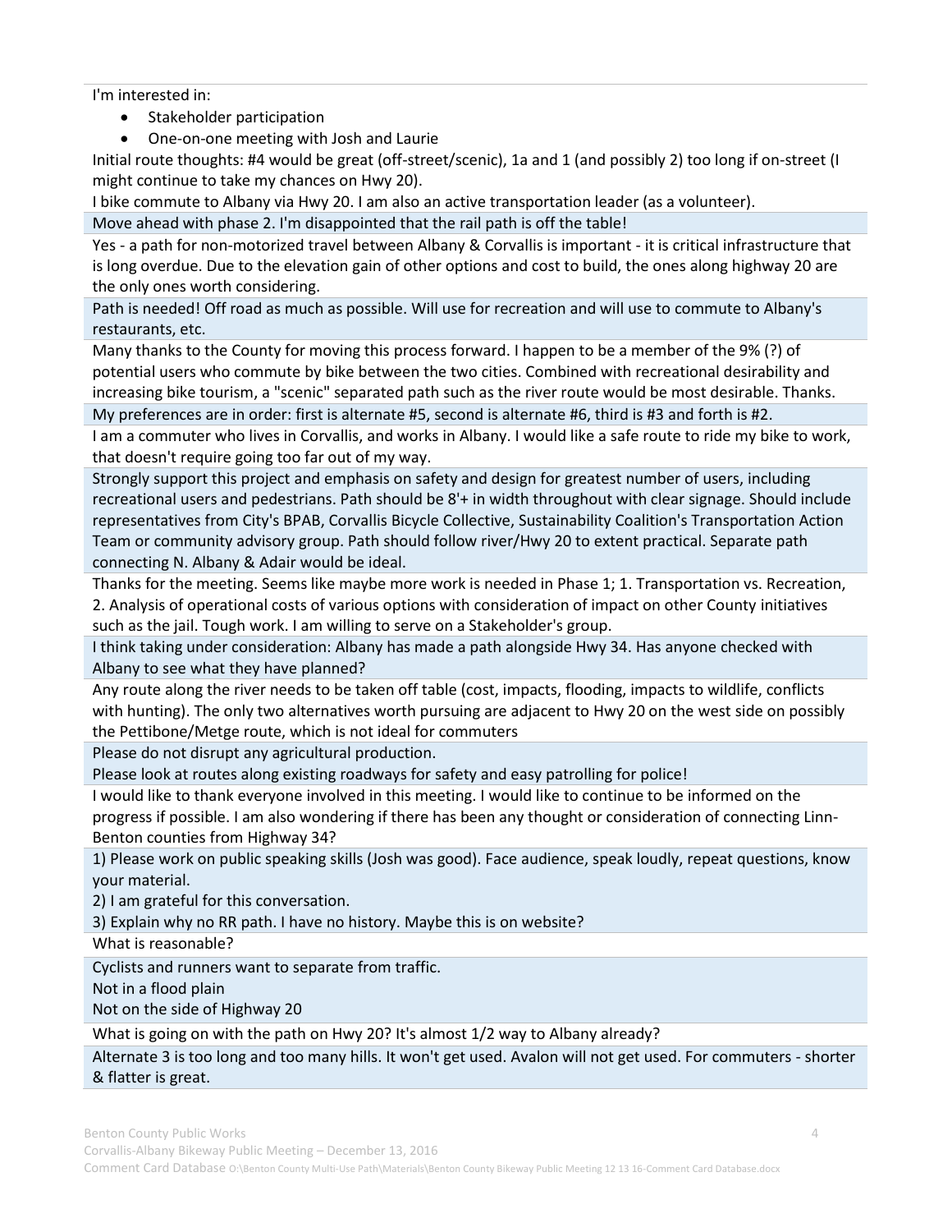I'm interested in:

- Stakeholder participation
- One-on-one meeting with Josh and Laurie

Initial route thoughts: #4 would be great (off-street/scenic), 1a and 1 (and possibly 2) too long if on-street (I might continue to take my chances on Hwy 20).

I bike commute to Albany via Hwy 20. I am also an active transportation leader (as a volunteer).

Move ahead with phase 2. I'm disappointed that the rail path is off the table!

Yes - a path for non-motorized travel between Albany & Corvallis is important - it is critical infrastructure that is long overdue. Due to the elevation gain of other options and cost to build, the ones along highway 20 are the only ones worth considering.

Path is needed! Off road as much as possible. Will use for recreation and will use to commute to Albany's restaurants, etc.

Many thanks to the County for moving this process forward. I happen to be a member of the 9% (?) of potential users who commute by bike between the two cities. Combined with recreational desirability and increasing bike tourism, a "scenic" separated path such as the river route would be most desirable. Thanks.

My preferences are in order: first is alternate #5, second is alternate #6, third is #3 and forth is #2.

I am a commuter who lives in Corvallis, and works in Albany. I would like a safe route to ride my bike to work, that doesn't require going too far out of my way.

Strongly support this project and emphasis on safety and design for greatest number of users, including recreational users and pedestrians. Path should be 8'+ in width throughout with clear signage. Should include representatives from City's BPAB, Corvallis Bicycle Collective, Sustainability Coalition's Transportation Action Team or community advisory group. Path should follow river/Hwy 20 to extent practical. Separate path connecting N. Albany & Adair would be ideal.

Thanks for the meeting. Seems like maybe more work is needed in Phase 1; 1. Transportation vs. Recreation, 2. Analysis of operational costs of various options with consideration of impact on other County initiatives such as the jail. Tough work. I am willing to serve on a Stakeholder's group.

I think taking under consideration: Albany has made a path alongside Hwy 34. Has anyone checked with Albany to see what they have planned?

Any route along the river needs to be taken off table (cost, impacts, flooding, impacts to wildlife, conflicts with hunting). The only two alternatives worth pursuing are adjacent to Hwy 20 on the west side on possibly the Pettibone/Metge route, which is not ideal for commuters

Please do not disrupt any agricultural production.

Please look at routes along existing roadways for safety and easy patrolling for police!

I would like to thank everyone involved in this meeting. I would like to continue to be informed on the progress if possible. I am also wondering if there has been any thought or consideration of connecting Linn-Benton counties from Highway 34?

1) Please work on public speaking skills (Josh was good). Face audience, speak loudly, repeat questions, know your material.

2) I am grateful for this conversation.

3) Explain why no RR path. I have no history. Maybe this is on website?

What is reasonable?

Cyclists and runners want to separate from traffic.

Not in a flood plain

Not on the side of Highway 20

What is going on with the path on Hwy 20? It's almost 1/2 way to Albany already?

Alternate 3 is too long and too many hills. It won't get used. Avalon will not get used. For commuters - shorter & flatter is great.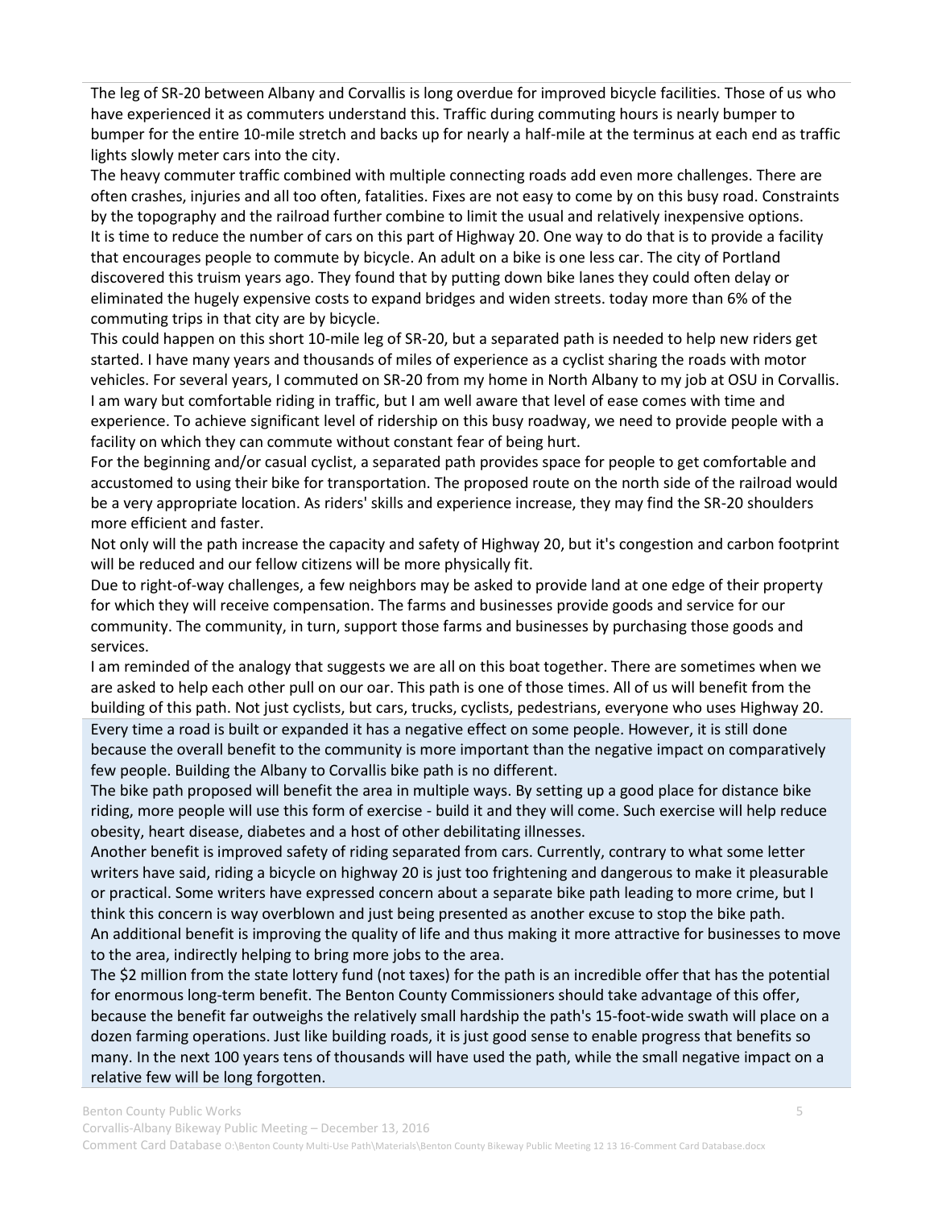The leg of SR-20 between Albany and Corvallis is long overdue for improved bicycle facilities. Those of us who have experienced it as commuters understand this. Traffic during commuting hours is nearly bumper to bumper for the entire 10-mile stretch and backs up for nearly a half-mile at the terminus at each end as traffic lights slowly meter cars into the city.

The heavy commuter traffic combined with multiple connecting roads add even more challenges. There are often crashes, injuries and all too often, fatalities. Fixes are not easy to come by on this busy road. Constraints by the topography and the railroad further combine to limit the usual and relatively inexpensive options.

It is time to reduce the number of cars on this part of Highway 20. One way to do that is to provide a facility that encourages people to commute by bicycle. An adult on a bike is one less car. The city of Portland discovered this truism years ago. They found that by putting down bike lanes they could often delay or eliminated the hugely expensive costs to expand bridges and widen streets. today more than 6% of the commuting trips in that city are by bicycle.

This could happen on this short 10-mile leg of SR-20, but a separated path is needed to help new riders get started. I have many years and thousands of miles of experience as a cyclist sharing the roads with motor vehicles. For several years, I commuted on SR-20 from my home in North Albany to my job at OSU in Corvallis. I am wary but comfortable riding in traffic, but I am well aware that level of ease comes with time and experience. To achieve significant level of ridership on this busy roadway, we need to provide people with a facility on which they can commute without constant fear of being hurt.

For the beginning and/or casual cyclist, a separated path provides space for people to get comfortable and accustomed to using their bike for transportation. The proposed route on the north side of the railroad would be a very appropriate location. As riders' skills and experience increase, they may find the SR-20 shoulders more efficient and faster.

Not only will the path increase the capacity and safety of Highway 20, but it's congestion and carbon footprint will be reduced and our fellow citizens will be more physically fit.

Due to right-of-way challenges, a few neighbors may be asked to provide land at one edge of their property for which they will receive compensation. The farms and businesses provide goods and service for our community. The community, in turn, support those farms and businesses by purchasing those goods and services.

I am reminded of the analogy that suggests we are all on this boat together. There are sometimes when we are asked to help each other pull on our oar. This path is one of those times. All of us will benefit from the building of this path. Not just cyclists, but cars, trucks, cyclists, pedestrians, everyone who uses Highway 20.

Every time a road is built or expanded it has a negative effect on some people. However, it is still done because the overall benefit to the community is more important than the negative impact on comparatively few people. Building the Albany to Corvallis bike path is no different.

The bike path proposed will benefit the area in multiple ways. By setting up a good place for distance bike riding, more people will use this form of exercise - build it and they will come. Such exercise will help reduce obesity, heart disease, diabetes and a host of other debilitating illnesses.

Another benefit is improved safety of riding separated from cars. Currently, contrary to what some letter writers have said, riding a bicycle on highway 20 is just too frightening and dangerous to make it pleasurable or practical. Some writers have expressed concern about a separate bike path leading to more crime, but I think this concern is way overblown and just being presented as another excuse to stop the bike path.

An additional benefit is improving the quality of life and thus making it more attractive for businesses to move to the area, indirectly helping to bring more jobs to the area.

The $2 million from the state lottery fund (not taxes) for the path is an incredible offer that has the potential for enormous long-term benefit. The Benton County Commissioners should take advantage of this offer, because the benefit far outweighs the relatively small hardship the path's 15-foot-wide swath will place on a dozen farming operations. Just like building roads, it is just good sense to enable progress that benefits so many. In the next 100 years tens of thousands will have used the path, while the small negative impact on a relative few will be long forgotten.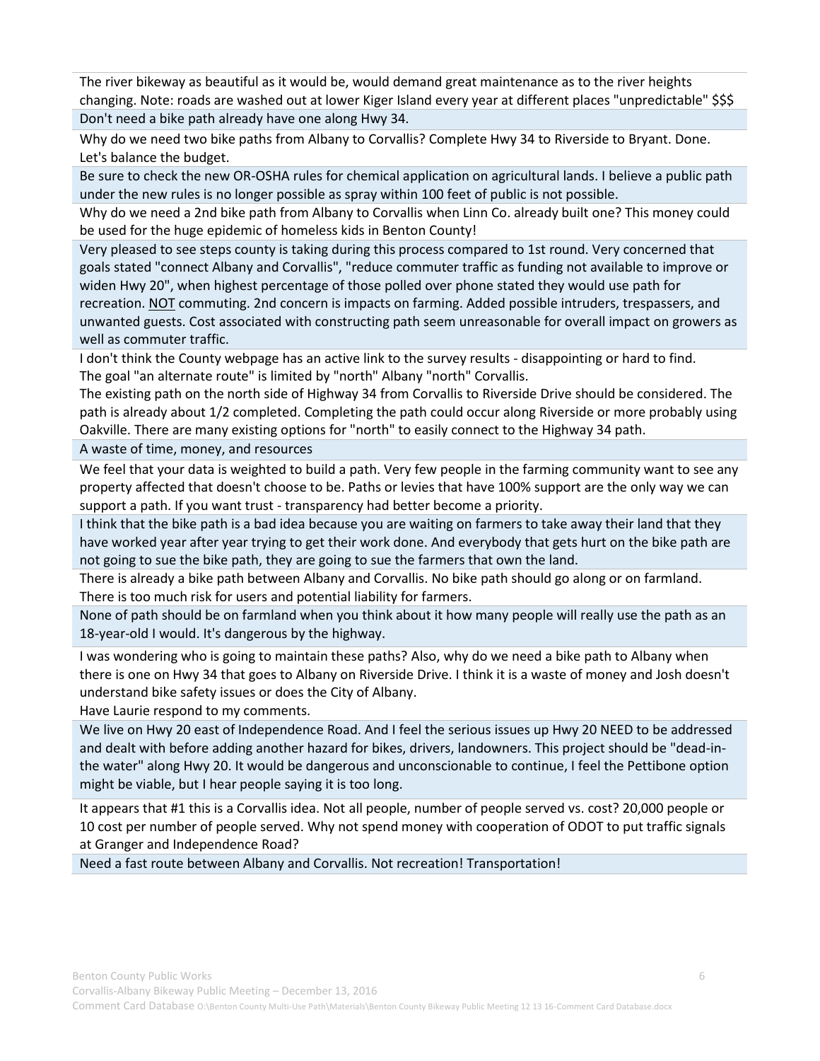The river bikeway as beautiful as it would be, would demand great maintenance as to the river heights changing. Note: roads are washed out at lower Kiger Island every year at different places "unpredictable" $$$

Don't need a bike path already have one along Hwy 34.

Why do we need two bike paths from Albany to Corvallis? Complete Hwy 34 to Riverside to Bryant. Done. Let's balance the budget.

Be sure to check the new OR-OSHA rules for chemical application on agricultural lands. I believe a public path under the new rules is no longer possible as spray within 100 feet of public is not possible.

Why do we need a 2nd bike path from Albany to Corvallis when Linn Co. already built one? This money could be used for the huge epidemic of homeless kids in Benton County!

Very pleased to see steps county is taking during this process compared to 1st round. Very concerned that goals stated "connect Albany and Corvallis", "reduce commuter traffic as funding not available to improve or widen Hwy 20", when highest percentage of those polled over phone stated they would use path for recreation. <u>NOT</u> commuting. 2nd concern is impacts on farming. Added possible intruders, trespassers, and unwanted guests. Cost associated with constructing path seem unreasonable for overall impact on growers as well as commuter traffic.

I don't think the County webpage has an active link to the survey results - disappointing or hard to find.
The goal "an alternate route" is limited by "north" Albany "north" Corvallis.
The existing path on the north side of Highway 34 from Corvallis to Riverside Drive should be considered. The path is already about 1/2 completed. Completing the path could occur along Riverside or more probably using Oakville. There are many existing options for "north" to easily connect to the Highway 34 path.

A waste of time, money, and resources

We feel that your data is weighted to build a path. Very few people in the farming community want to see any property affected that doesn't choose to be. Paths or levies that have 100% support are the only way we can support a path. If you want trust - transparency had better become a priority.

I think that the bike path is a bad idea because you are waiting on farmers to take away their land that they have worked year after year trying to get their work done. And everybody that gets hurt on the bike path are not going to sue the bike path, they are going to sue the farmers that own the land.

There is already a bike path between Albany and Corvallis. No bike path should go along or on farmland. There is too much risk for users and potential liability for farmers.

None of path should be on farmland when you think about it how many people will really use the path as an 18-year-old I would. It's dangerous by the highway.

I was wondering who is going to maintain these paths? Also, why do we need a bike path to Albany when there is one on Hwy 34 that goes to Albany on Riverside Drive. I think it is a waste of money and Josh doesn't understand bike safety issues or does the City of Albany.
Have Laurie respond to my comments.

We live on Hwy 20 east of Independence Road. And I feel the serious issues up Hwy 20 NEED to be addressed and dealt with before adding another hazard for bikes, drivers, landowners. This project should be "dead-in-the water" along Hwy 20. It would be dangerous and unconscionable to continue, I feel the Pettibone option might be viable, but I hear people saying it is too long.

It appears that #1 this is a Corvallis idea. Not all people, number of people served vs. cost? 20,000 people or 10 cost per number of people served. Why not spend money with cooperation of ODOT to put traffic signals at Granger and Independence Road?

Need a fast route between Albany and Corvallis. Not recreation! Transportation!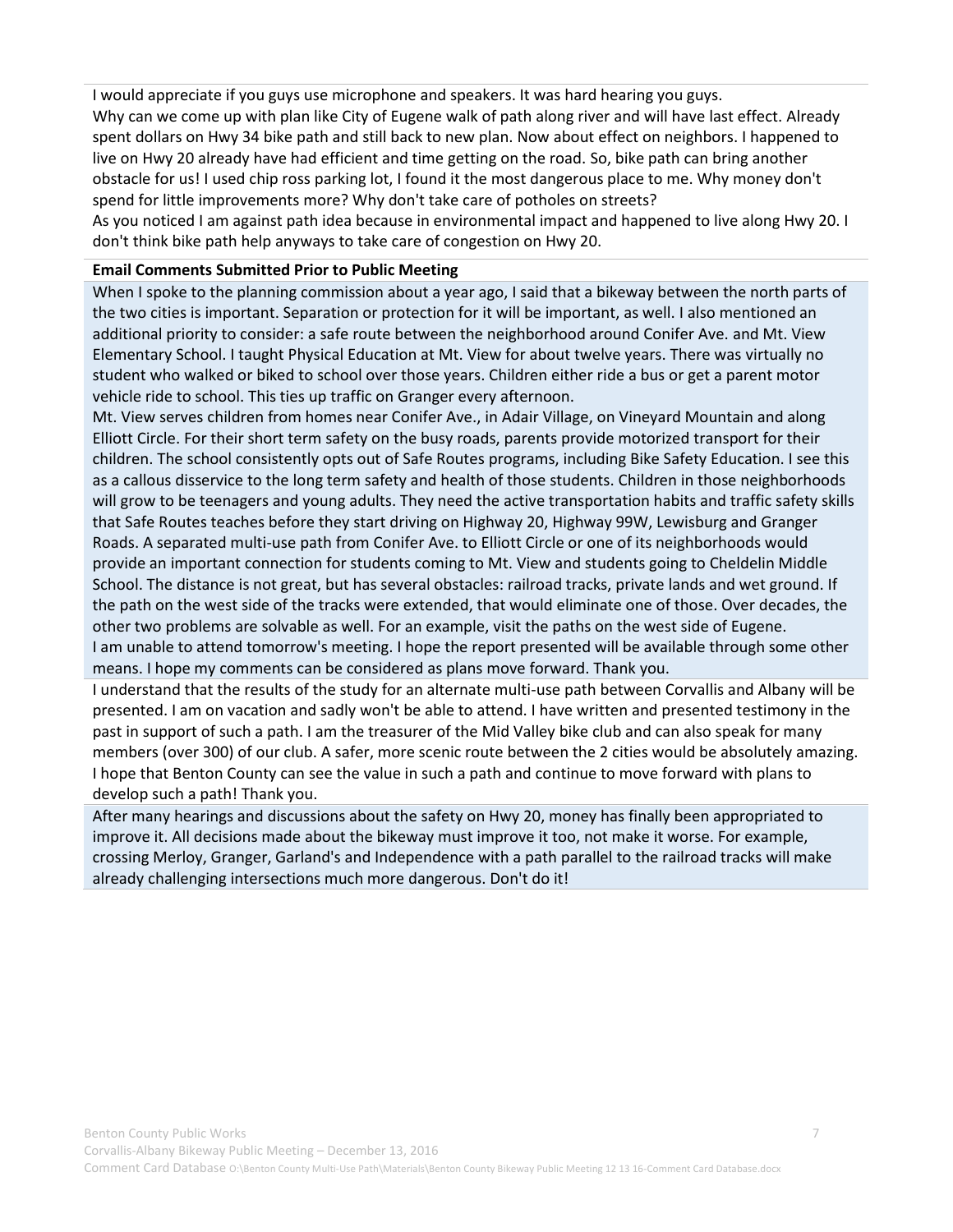I would appreciate if you guys use microphone and speakers. It was hard hearing you guys.
Why can we come up with plan like City of Eugene walk of path along river and will have last effect. Already spent dollars on Hwy 34 bike path and still back to new plan. Now about effect on neighbors. I happened to live on Hwy 20 already have had efficient and time getting on the road. So, bike path can bring another obstacle for us! I used chip ross parking lot, I found it the most dangerous place to me. Why money don't spend for little improvements more? Why don't take care of potholes on streets?
As you noticed I am against path idea because in environmental impact and happened to live along Hwy 20. I don't think bike path help anyways to take care of congestion on Hwy 20.

**Email Comments Submitted Prior to Public Meeting**

When I spoke to the planning commission about a year ago, I said that a bikeway between the north parts of the two cities is important. Separation or protection for it will be important, as well. I also mentioned an additional priority to consider: a safe route between the neighborhood around Conifer Ave. and Mt. View Elementary School. I taught Physical Education at Mt. View for about twelve years. There was virtually no student who walked or biked to school over those years. Children either ride a bus or get a parent motor vehicle ride to school. This ties up traffic on Granger every afternoon.
Mt. View serves children from homes near Conifer Ave., in Adair Village, on Vineyard Mountain and along Elliott Circle. For their short term safety on the busy roads, parents provide motorized transport for their children. The school consistently opts out of Safe Routes programs, including Bike Safety Education. I see this as a callous disservice to the long term safety and health of those students. Children in those neighborhoods will grow to be teenagers and young adults. They need the active transportation habits and traffic safety skills that Safe Routes teaches before they start driving on Highway 20, Highway 99W, Lewisburg and Granger Roads. A separated multi-use path from Conifer Ave. to Elliott Circle or one of its neighborhoods would provide an important connection for students coming to Mt. View and students going to Cheldelin Middle School. The distance is not great, but has several obstacles: railroad tracks, private lands and wet ground. If the path on the west side of the tracks were extended, that would eliminate one of those. Over decades, the other two problems are solvable as well. For an example, visit the paths on the west side of Eugene.
I am unable to attend tomorrow's meeting. I hope the report presented will be available through some other means. I hope my comments can be considered as plans move forward. Thank you.

I understand that the results of the study for an alternate multi-use path between Corvallis and Albany will be presented. I am on vacation and sadly won't be able to attend. I have written and presented testimony in the past in support of such a path. I am the treasurer of the Mid Valley bike club and can also speak for many members (over 300) of our club. A safer, more scenic route between the 2 cities would be absolutely amazing. I hope that Benton County can see the value in such a path and continue to move forward with plans to develop such a path! Thank you.

After many hearings and discussions about the safety on Hwy 20, money has finally been appropriated to improve it. All decisions made about the bikeway must improve it too, not make it worse. For example, crossing Merloy, Granger, Garland's and Independence with a path parallel to the railroad tracks will make already challenging intersections much more dangerous. Don't do it!